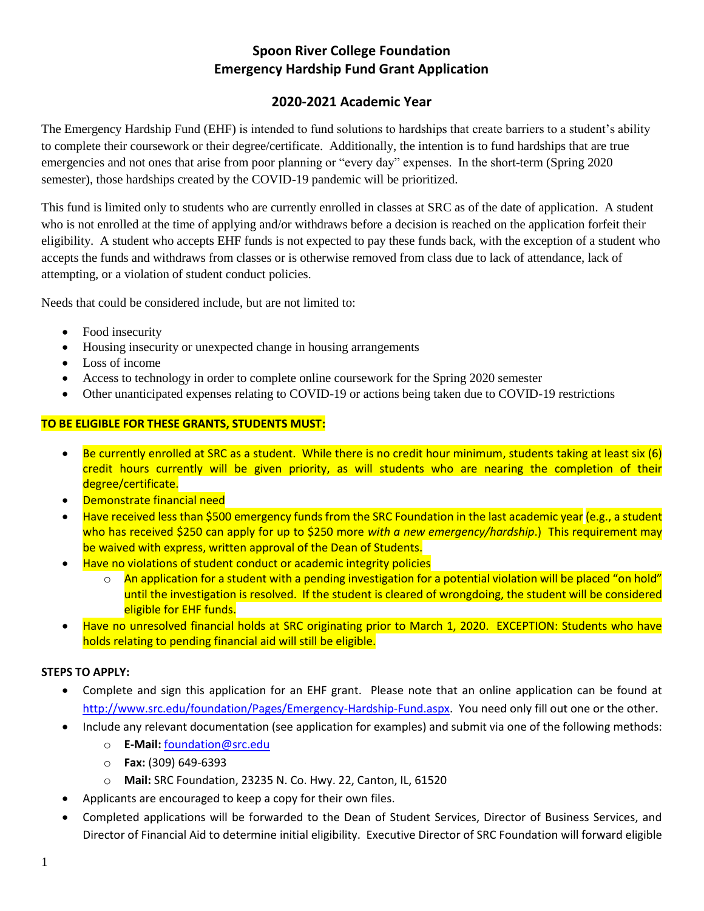# Spoon River College Foundation
# Emergency Hardship Fund Grant Application

## 2020-2021 Academic Year

The Emergency Hardship Fund (EHF) is intended to fund solutions to hardships that create barriers to a student's ability to complete their coursework or their degree/certificate. Additionally, the intention is to fund hardships that are true emergencies and not ones that arise from poor planning or "every day" expenses. In the short-term (Spring 2020 semester), those hardships created by the COVID-19 pandemic will be prioritized.

This fund is limited only to students who are currently enrolled in classes at SRC as of the date of application. A student who is not enrolled at the time of applying and/or withdraws before a decision is reached on the application forfeit their eligibility. A student who accepts EHF funds is not expected to pay these funds back, with the exception of a student who accepts the funds and withdraws from classes or is otherwise removed from class due to lack of attendance, lack of attempting, or a violation of student conduct policies.

Needs that could be considered include, but are not limited to:

- Food insecurity
- Housing insecurity or unexpected change in housing arrangements
- Loss of income
- Access to technology in order to complete online coursework for the Spring 2020 semester
- Other unanticipated expenses relating to COVID-19 or actions being taken due to COVID-19 restrictions

**TO BE ELIGIBLE FOR THESE GRANTS, STUDENTS MUST:**

- Be currently enrolled at SRC as a student. While there is no credit hour minimum, students taking at least six (6) credit hours currently will be given priority, as will students who are nearing the completion of their degree/certificate.
- Demonstrate financial need
- Have received less than $500 emergency funds from the SRC Foundation in the last academic year (e.g., a student who has received $250 can apply for up to $250 more *with a new emergency/hardship*.) This requirement may be waived with express, written approval of the Dean of Students.
- Have no violations of student conduct or academic integrity policies
  - An application for a student with a pending investigation for a potential violation will be placed "on hold" until the investigation is resolved. If the student is cleared of wrongdoing, the student will be considered eligible for EHF funds.
- Have no unresolved financial holds at SRC originating prior to March 1, 2020. EXCEPTION: Students who have holds relating to pending financial aid will still be eligible.

**STEPS TO APPLY:**

- Complete and sign this application for an EHF grant. Please note that an online application can be found at http://www.src.edu/foundation/Pages/Emergency-Hardship-Fund.aspx. You need only fill out one or the other.
- Include any relevant documentation (see application for examples) and submit via one of the following methods:
  - **E-Mail:** foundation@src.edu
  - **Fax:** (309) 649-6393
  - **Mail:** SRC Foundation, 23235 N. Co. Hwy. 22, Canton, IL, 61520
- Applicants are encouraged to keep a copy for their own files.
- Completed applications will be forwarded to the Dean of Student Services, Director of Business Services, and Director of Financial Aid to determine initial eligibility. Executive Director of SRC Foundation will forward eligible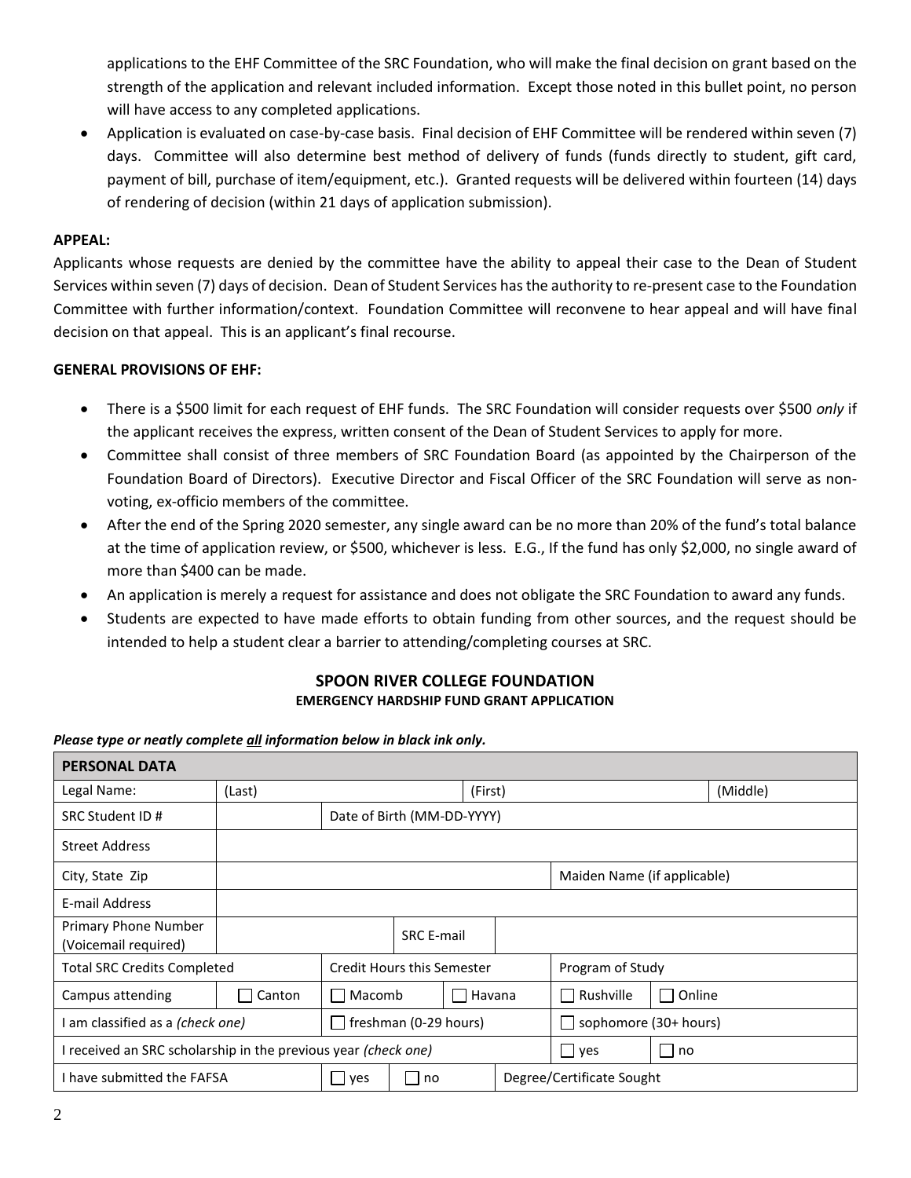- applications to the EHF Committee of the SRC Foundation, who will make the final decision on grant based on the strength of the application and relevant included information. Except those noted in this bullet point, no person will have access to any completed applications.
- Application is evaluated on case-by-case basis. Final decision of EHF Committee will be rendered within seven (7) days. Committee will also determine best method of delivery of funds (funds directly to student, gift card, payment of bill, purchase of item/equipment, etc.). Granted requests will be delivered within fourteen (14) days of rendering of decision (within 21 days of application submission).

**APPEAL:**

Applicants whose requests are denied by the committee have the ability to appeal their case to the Dean of Student Services within seven (7) days of decision. Dean of Student Services has the authority to re-present case to the Foundation Committee with further information/context. Foundation Committee will reconvene to hear appeal and will have final decision on that appeal. This is an applicant's final recourse.

**GENERAL PROVISIONS OF EHF:**

- There is a $500 limit for each request of EHF funds. The SRC Foundation will consider requests over $500 *only* if the applicant receives the express, written consent of the Dean of Student Services to apply for more.
- Committee shall consist of three members of SRC Foundation Board (as appointed by the Chairperson of the Foundation Board of Directors). Executive Director and Fiscal Officer of the SRC Foundation will serve as non-voting, ex-officio members of the committee.
- After the end of the Spring 2020 semester, any single award can be no more than 20% of the fund's total balance at the time of application review, or $500, whichever is less. E.G., If the fund has only $2,000, no single award of more than $400 can be made.
- An application is merely a request for assistance and does not obligate the SRC Foundation to award any funds.
- Students are expected to have made efforts to obtain funding from other sources, and the request should be intended to help a student clear a barrier to attending/completing courses at SRC.

## SPOON RIVER COLLEGE FOUNDATION
### EMERGENCY HARDSHIP FUND GRANT APPLICATION

***Please type or neatly complete all information below in black ink only.***

| PERSONAL DATA | | | | | |
|---|---|---|---|---|---|
| Legal Name: | (Last) | | (First) | | (Middle) |
| SRC Student ID # | | Date of Birth (MM-DD-YYYY) | | | |
| Street Address | | | | | |
| City, State Zip | | | | Maiden Name (if applicable) | |
| E-mail Address | | | | | |
| Primary Phone Number (Voicemail required) | | SRC E-mail | | | |
| Total SRC Credits Completed | | Credit Hours this Semester | | Program of Study | |
| Campus attending | ☐ Canton | ☐ Macomb | ☐ Havana | ☐ Rushville | ☐ Online |
| I am classified as a *(check one)* | | ☐ freshman (0-29 hours) | | ☐ sophomore (30+ hours) | |
| I received an SRC scholarship in the previous year *(check one)* | | | | ☐ yes | ☐ no |
| I have submitted the FAFSA | | ☐ yes | ☐ no | Degree/Certificate Sought | |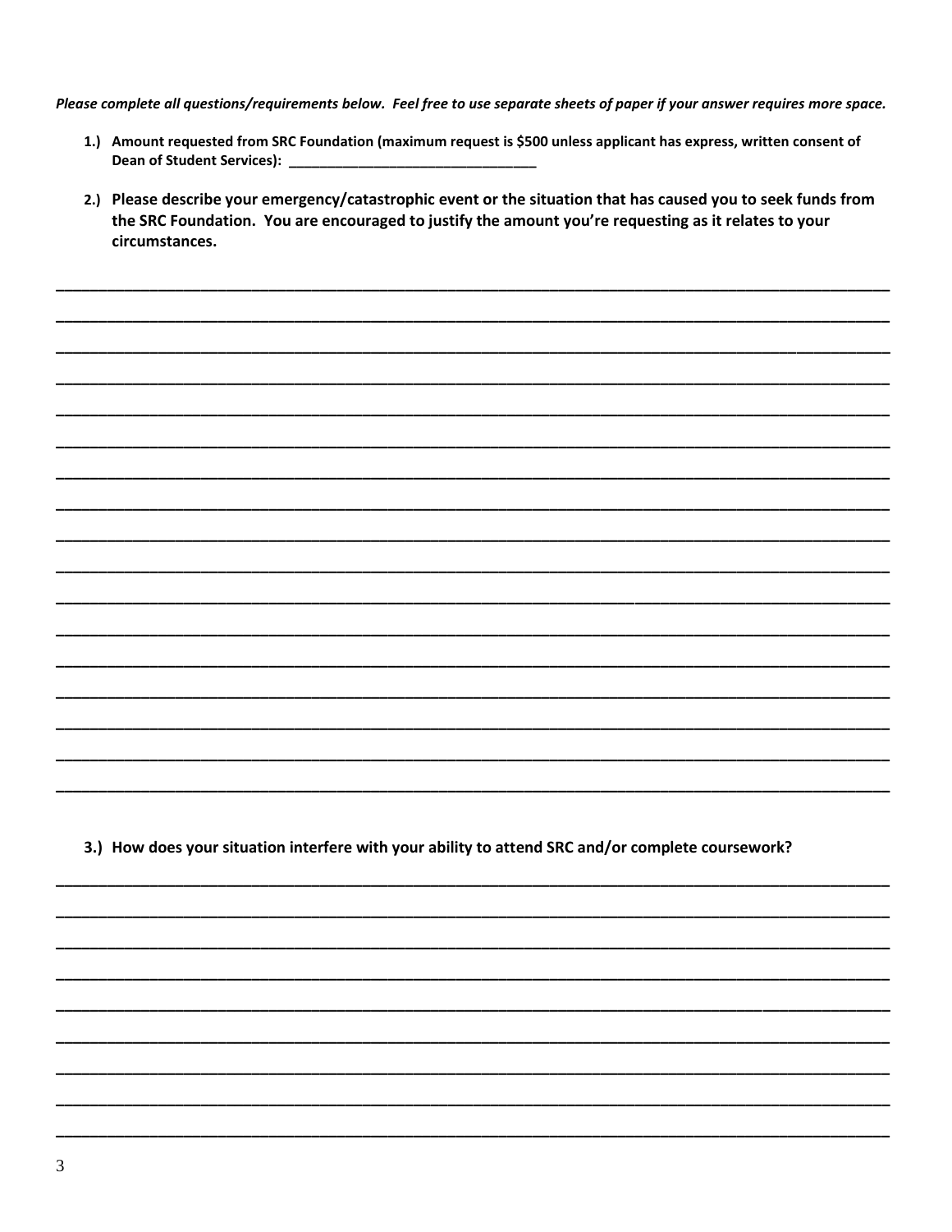***Please complete all questions/requirements below. Feel free to use separate sheets of paper if your answer requires more space.***

1.) **Amount requested from SRC Foundation (maximum request is $500 unless applicant has express, written consent of Dean of Student Services): ________________________________**

2.) **Please describe your emergency/catastrophic event or the situation that has caused you to seek funds from the SRC Foundation. You are encouraged to justify the amount you're requesting as it relates to your circumstances.**

_____________________________________________________________________________________________

_____________________________________________________________________________________________

_____________________________________________________________________________________________

_____________________________________________________________________________________________

_____________________________________________________________________________________________

_____________________________________________________________________________________________

_____________________________________________________________________________________________

_____________________________________________________________________________________________

_____________________________________________________________________________________________

_____________________________________________________________________________________________

_____________________________________________________________________________________________

_____________________________________________________________________________________________

_____________________________________________________________________________________________

_____________________________________________________________________________________________

_____________________________________________________________________________________________

_____________________________________________________________________________________________

_____________________________________________________________________________________________

3.) **How does your situation interfere with your ability to attend SRC and/or complete coursework?**

_____________________________________________________________________________________________

_____________________________________________________________________________________________

_____________________________________________________________________________________________

_____________________________________________________________________________________________

_____________________________________________________________________________________________

_____________________________________________________________________________________________

_____________________________________________________________________________________________

_____________________________________________________________________________________________

_____________________________________________________________________________________________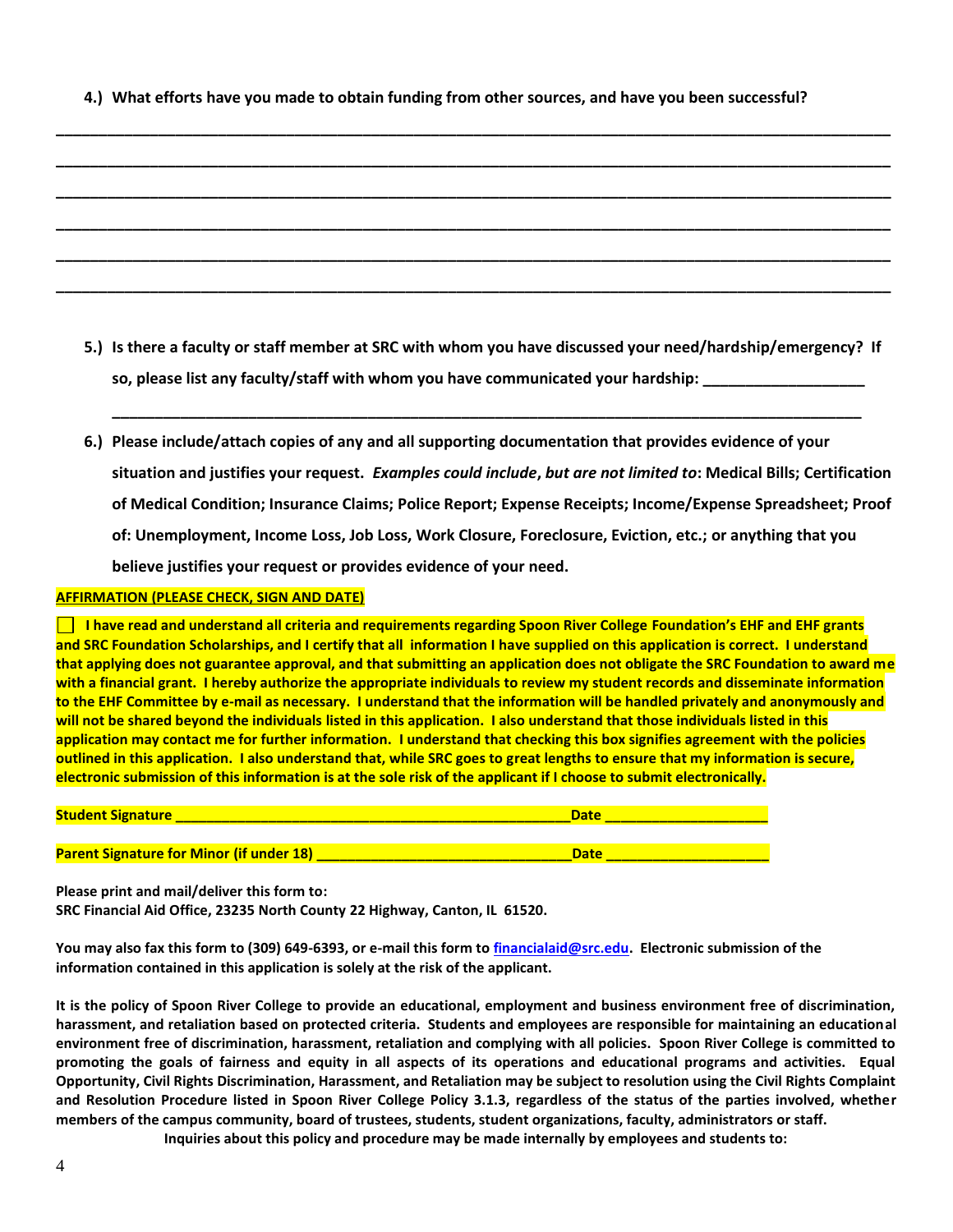**4.) What efforts have you made to obtain funding from other sources, and have you been successful?**

______________________________________________________________________________________

______________________________________________________________________________________

______________________________________________________________________________________

______________________________________________________________________________________

______________________________________________________________________________________

______________________________________________________________________________________

**5.) Is there a faculty or staff member at SRC with whom you have discussed your need/hardship/emergency? If so, please list any faculty/staff with whom you have communicated your hardship:** ___________________

______________________________________________________________________________________

**6.) Please include/attach copies of any and all supporting documentation that provides evidence of your situation and justifies your request.** ***Examples could include*****,** ***but are not limited to*****: Medical Bills; Certification of Medical Condition; Insurance Claims; Police Report; Expense Receipts; Income/Expense Spreadsheet; Proof of: Unemployment, Income Loss, Job Loss, Work Closure, Foreclosure, Eviction, etc.; or anything that you believe justifies your request or provides evidence of your need.**

**AFFIRMATION (PLEASE CHECK, SIGN AND DATE)**

☐ **I have read and understand all criteria and requirements regarding Spoon River College Foundation's EHF and EHF grants and SRC Foundation Scholarships, and I certify that all information I have supplied on this application is correct. I understand that applying does not guarantee approval, and that submitting an application does not obligate the SRC Foundation to award me with a financial grant. I hereby authorize the appropriate individuals to review my student records and disseminate information to the EHF Committee by e-mail as necessary. I understand that the information will be handled privately and anonymously and will not be shared beyond the individuals listed in this application. I also understand that those individuals listed in this application may contact me for further information. I understand that checking this box signifies agreement with the policies outlined in this application. I also understand that, while SRC goes to great lengths to ensure that my information is secure, electronic submission of this information is at the sole risk of the applicant if I choose to submit electronically.**

**Student Signature __________________________________________________Date ____________________**

**Parent Signature for Minor (if under 18) ________________________________Date ____________________**

**Please print and mail/deliver this form to:**
**SRC Financial Aid Office, 23235 North County 22 Highway, Canton, IL 61520.**

**You may also fax this form to (309) 649-6393, or e-mail this form to [financialaid@src.edu](mailto:financialaid@src.edu). Electronic submission of the information contained in this application is solely at the risk of the applicant.**

**It is the policy of Spoon River College to provide an educational, employment and business environment free of discrimination, harassment, and retaliation based on protected criteria. Students and employees are responsible for maintaining an educational environment free of discrimination, harassment, retaliation and complying with all policies. Spoon River College is committed to promoting the goals of fairness and equity in all aspects of its operations and educational programs and activities. Equal Opportunity, Civil Rights Discrimination, Harassment, and Retaliation may be subject to resolution using the Civil Rights Complaint and Resolution Procedure listed in Spoon River College Policy 3.1.3, regardless of the status of the parties involved, whether members of the campus community, board of trustees, students, student organizations, faculty, administrators or staff.**

**Inquiries about this policy and procedure may be made internally by employees and students to:**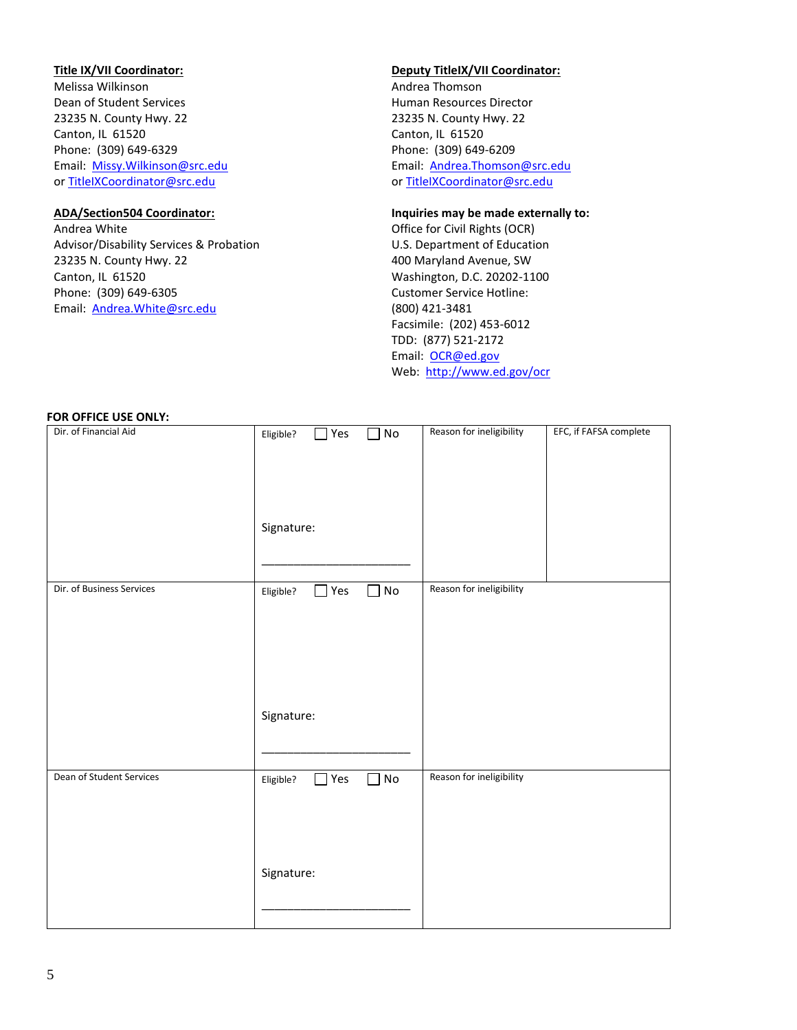**Title IX/VII Coordinator:**
Melissa Wilkinson
Dean of Student Services
23235 N. County Hwy. 22
Canton, IL 61520
Phone: (309) 649-6329
Email: Missy.Wilkinson@src.edu
or TitleIXCoordinator@src.edu

**Deputy TitleIX/VII Coordinator:**
Andrea Thomson
Human Resources Director
23235 N. County Hwy. 22
Canton, IL 61520
Phone: (309) 649-6209
Email: Andrea.Thomson@src.edu
or TitleIXCoordinator@src.edu

**ADA/Section504 Coordinator:**
Andrea White
Advisor/Disability Services & Probation
23235 N. County Hwy. 22
Canton, IL 61520
Phone: (309) 649-6305
Email: Andrea.White@src.edu

**Inquiries may be made externally to:**
Office for Civil Rights (OCR)
U.S. Department of Education
400 Maryland Avenue, SW
Washington, D.C. 20202-1100
Customer Service Hotline:
(800) 421-3481
Facsimile: (202) 453-6012
TDD: (877) 521-2172
Email: OCR@ed.gov
Web: http://www.ed.gov/ocr

**FOR OFFICE USE ONLY:**

| | | | |
|---|---|---|---|
| Dir. of Financial Aid | Eligible? ☐ Yes ☐ No<br><br>Signature:<br><br>_______________________ | Reason for ineligibility | EFC, if FAFSA complete |
| Dir. of Business Services | Eligible? ☐ Yes ☐ No<br><br>Signature:<br><br>_______________________ | Reason for ineligibility | |
| Dean of Student Services | Eligible? ☐ Yes ☐ No<br><br>Signature:<br><br>_______________________ | Reason for ineligibility | |